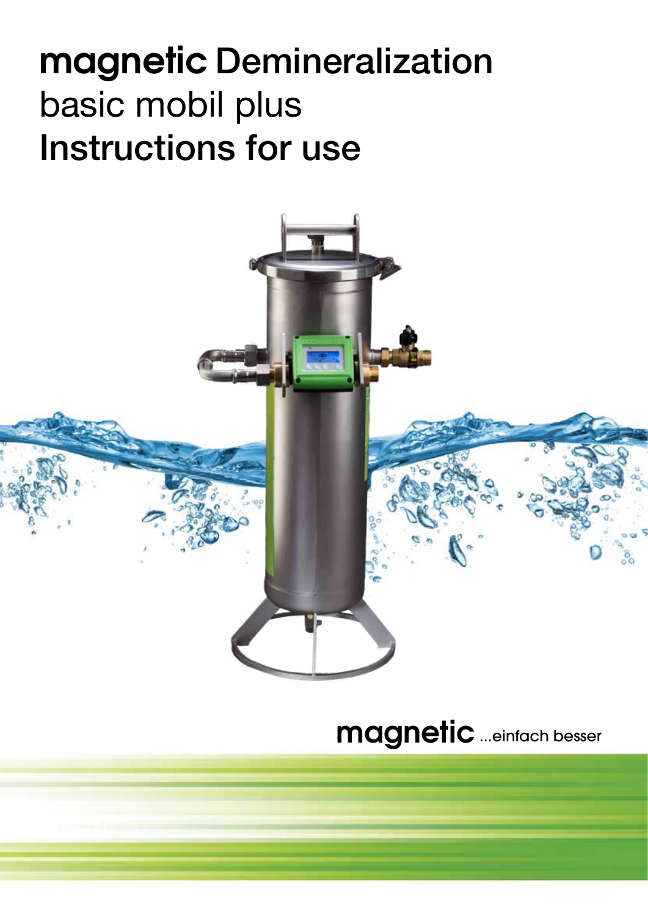# **magnetic** Demineralization
## basic mobil plus
## Instructions for use

**magnetic** ...einfach besser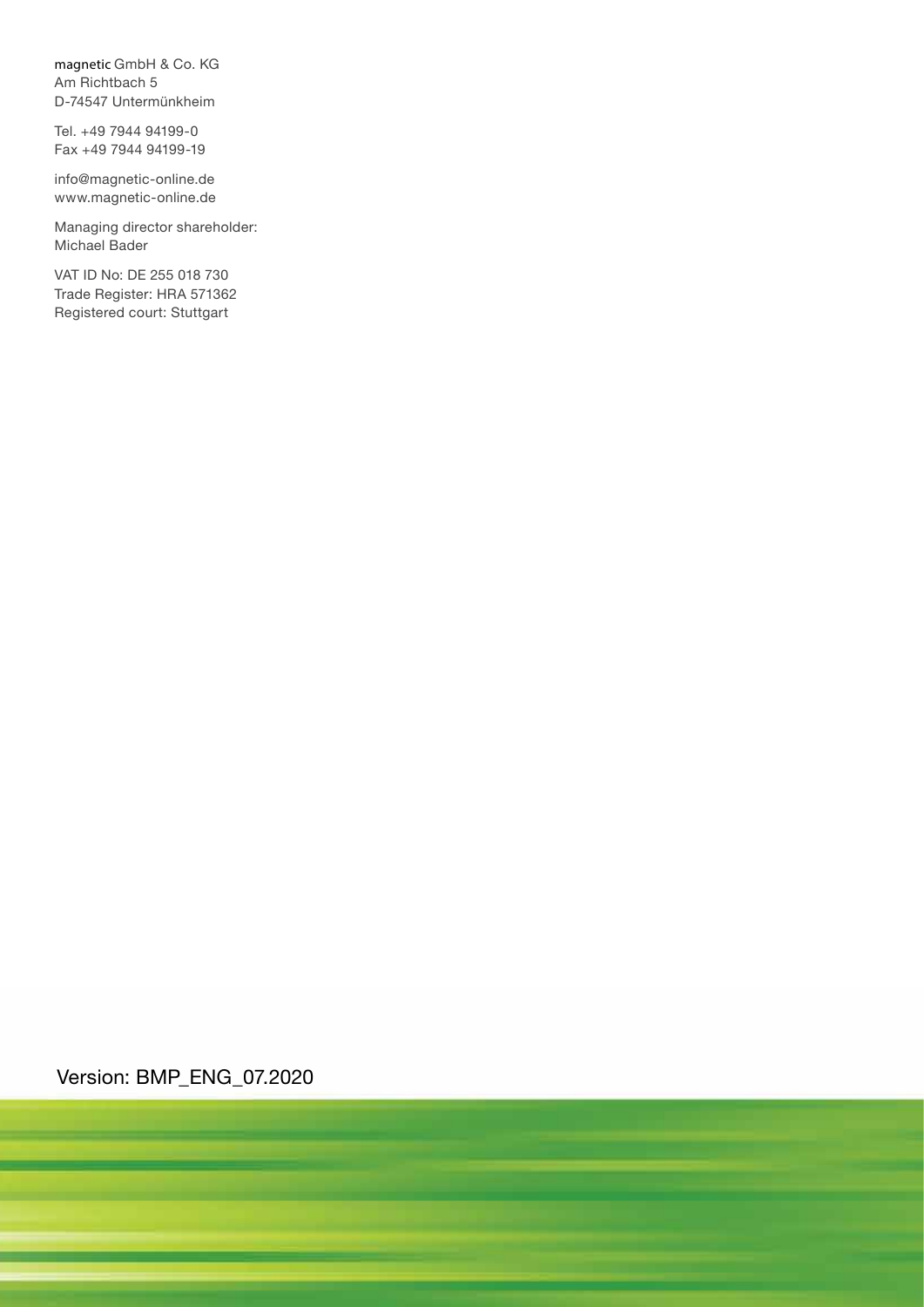magnetic GmbH & Co. KG
Am Richtbach 5
D-74547 Untermünkheim

Tel. +49 7944 94199-0
Fax +49 7944 94199-19

info@magnetic-online.de
www.magnetic-online.de

Managing director shareholder:
Michael Bader

VAT ID No: DE 255 018 730
Trade Register: HRA 571362
Registered court: Stuttgart

Version: BMP_ENG_07.2020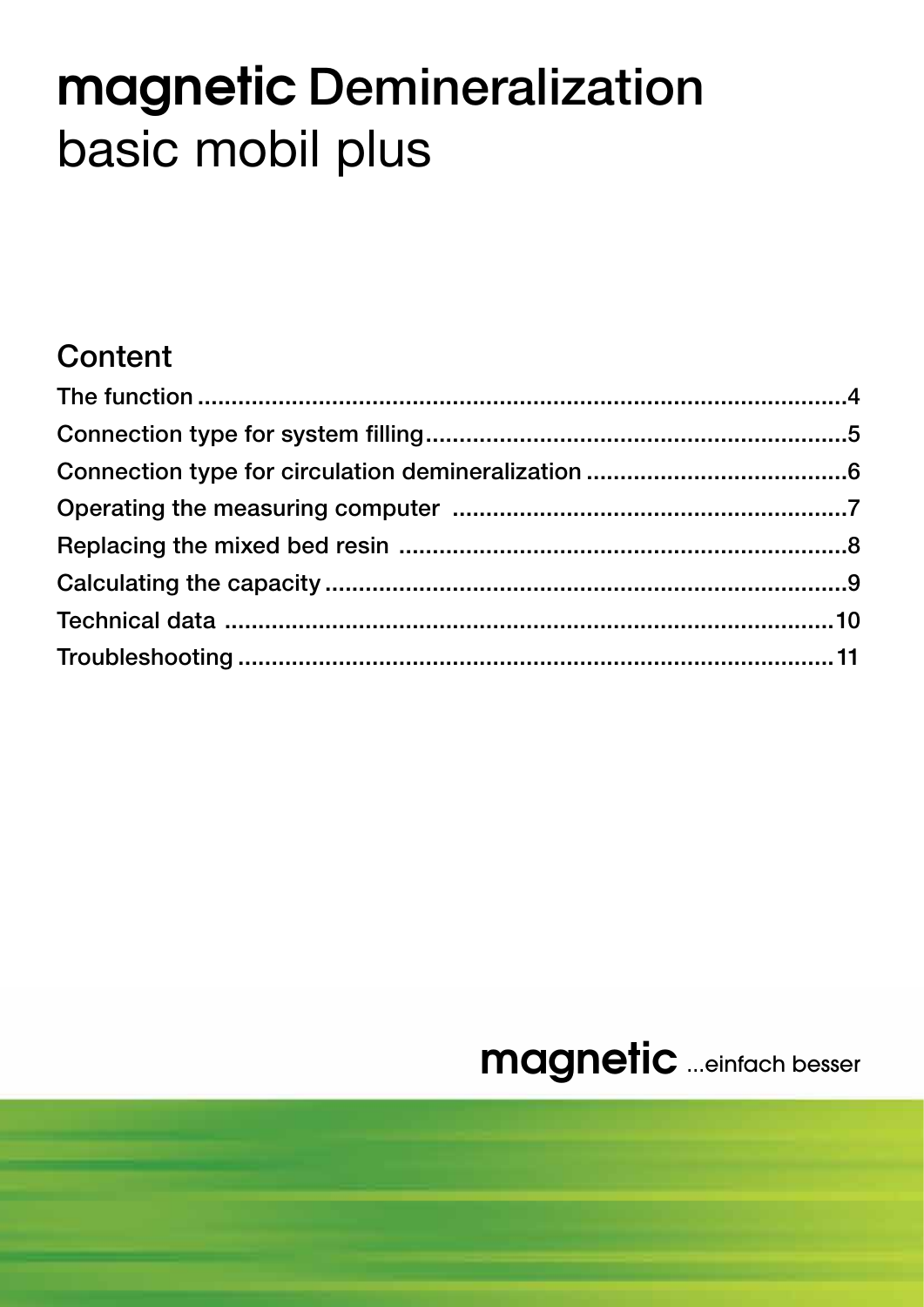# magnetic Demineralization
## basic mobil plus

### Content

The function ........................................................................................ 4
Connection type for system filling ............................................................ 5
Connection type for circulation demineralization ........................................ 6
Operating the measuring computer ........................................................... 7
Replacing the mixed bed resin .................................................................. 8
Calculating the capacity ............................................................................ 9
Technical data .......................................................................................... 10
Troubleshooting ........................................................................................ 11

magnetic ...einfach besser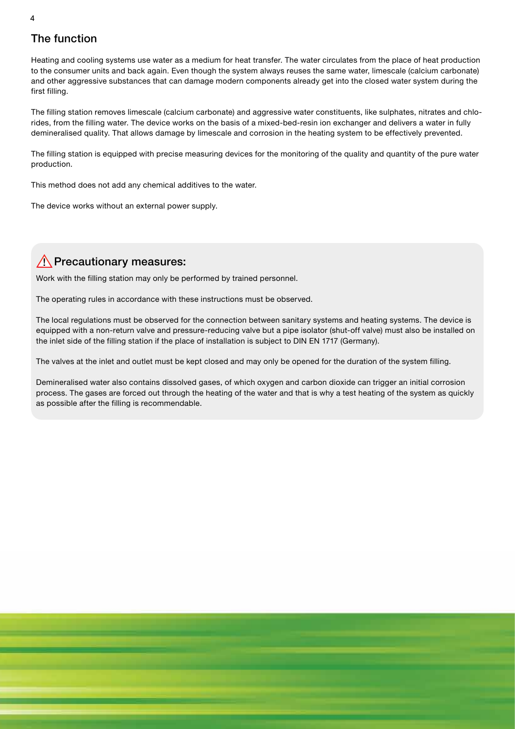## The function

Heating and cooling systems use water as a medium for heat transfer. The water circulates from the place of heat production to the consumer units and back again. Even though the system always reuses the same water, limescale (calcium carbonate) and other aggressive substances that can damage modern components already get into the closed water system during the first filling.

The filling station removes limescale (calcium carbonate) and aggressive water constituents, like sulphates, nitrates and chlorides, from the filling water. The device works on the basis of a mixed-bed-resin ion exchanger and delivers a water in fully demineralised quality. That allows damage by limescale and corrosion in the heating system to be effectively prevented.

The filling station is equipped with precise measuring devices for the monitoring of the quality and quantity of the pure water production.

This method does not add any chemical additives to the water.

The device works without an external power supply.

### ⚠ Precautionary measures:

Work with the filling station may only be performed by trained personnel.

The operating rules in accordance with these instructions must be observed.

The local regulations must be observed for the connection between sanitary systems and heating systems. The device is equipped with a non-return valve and pressure-reducing valve but a pipe isolator (shut-off valve) must also be installed on the inlet side of the filling station if the place of installation is subject to DIN EN 1717 (Germany).

The valves at the inlet and outlet must be kept closed and may only be opened for the duration of the system filling.

Demineralised water also contains dissolved gases, of which oxygen and carbon dioxide can trigger an initial corrosion process. The gases are forced out through the heating of the water and that is why a test heating of the system as quickly as possible after the filling is recommendable.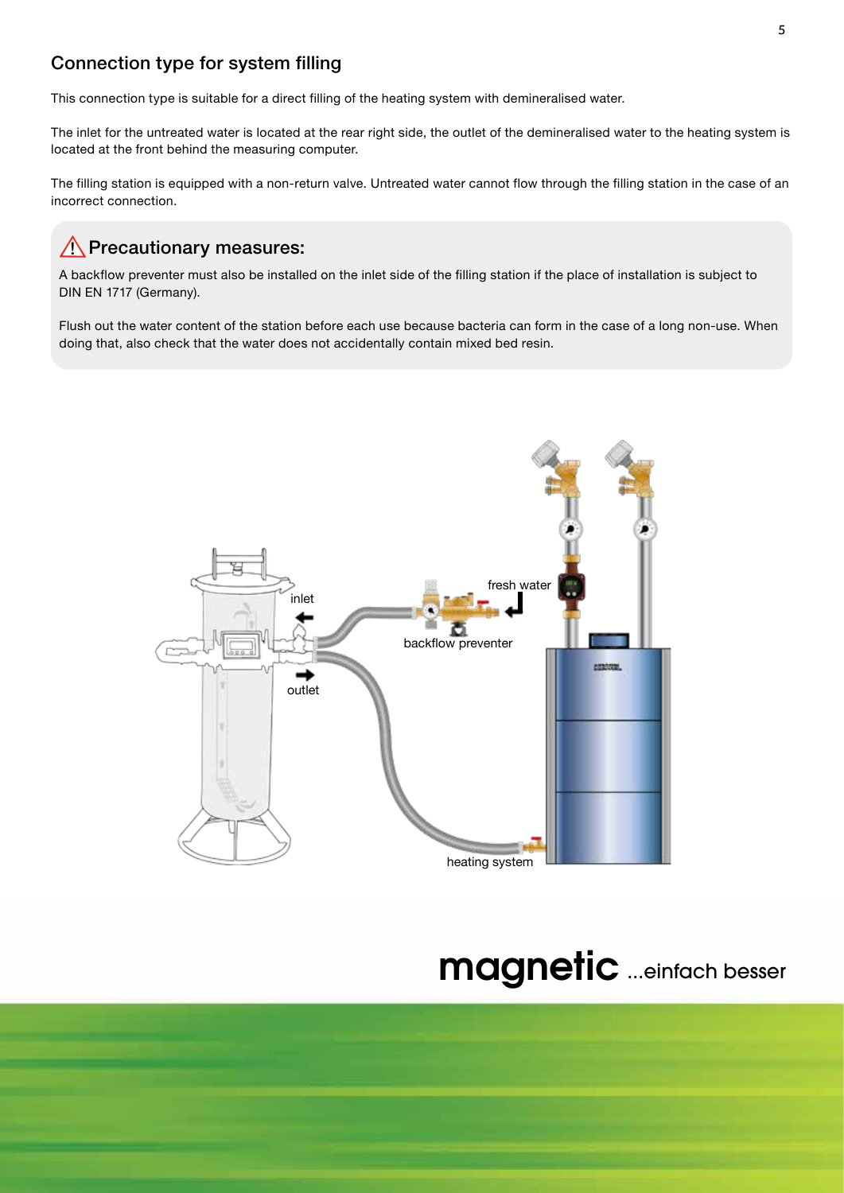## Connection type for system filling

This connection type is suitable for a direct filling of the heating system with demineralised water.

The inlet for the untreated water is located at the rear right side, the outlet of the demineralised water to the heating system is located at the front behind the measuring computer.

The filling station is equipped with a non-return valve. Untreated water cannot flow through the filling station in the case of an incorrect connection.

### ⚠ Precautionary measures:

A backflow preventer must also be installed on the inlet side of the filling station if the place of installation is subject to DIN EN 1717 (Germany).

Flush out the water content of the station before each use because bacteria can form in the case of a long non-use. When doing that, also check that the water does not accidentally contain mixed bed resin.

inlet

outlet

fresh water

backflow preventer

heating system

**magnetic** ...einfach besser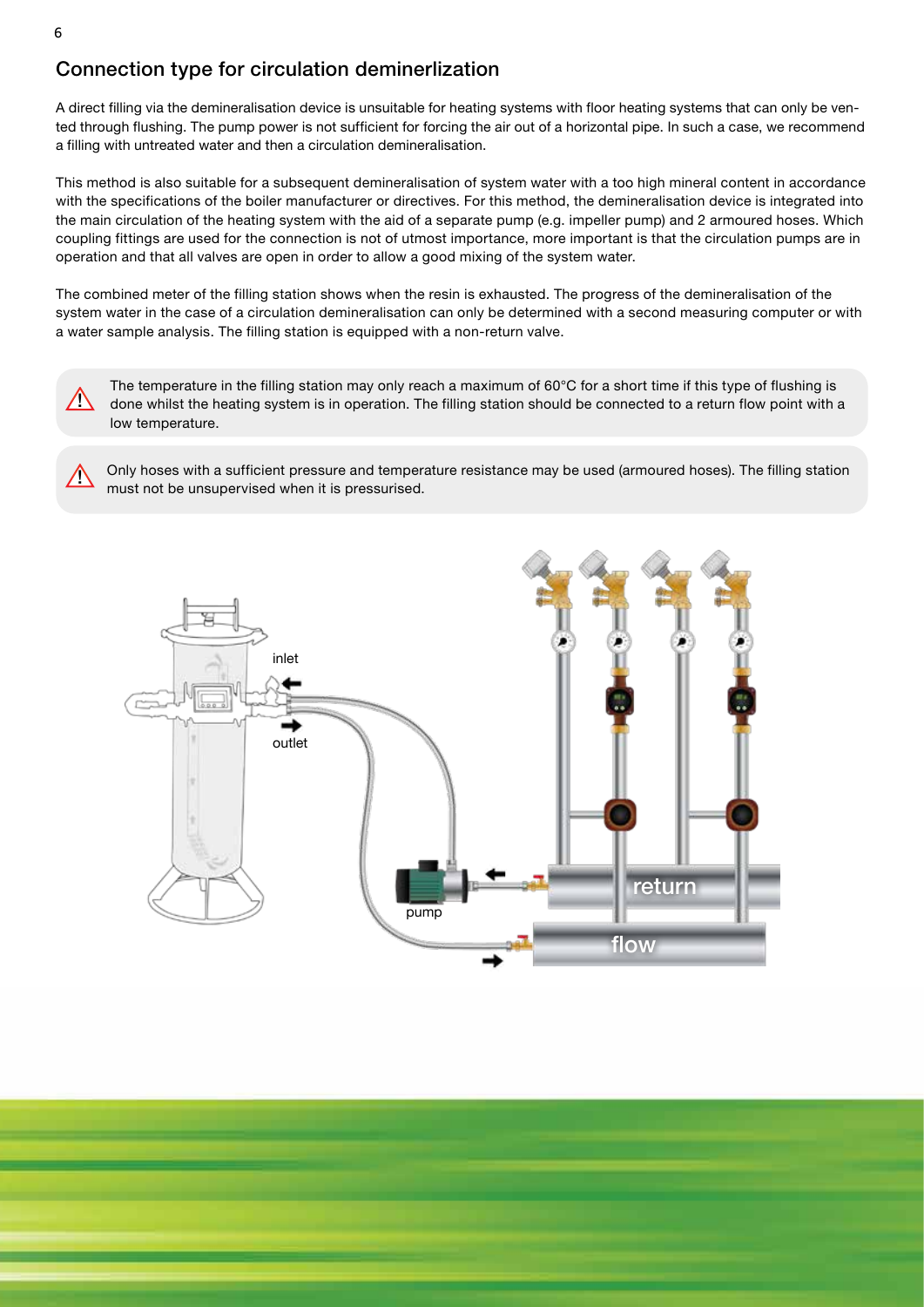## Connection type for circulation deminerlization

A direct filling via the demineralisation device is unsuitable for heating systems with floor heating systems that can only be vented through flushing. The pump power is not sufficient for forcing the air out of a horizontal pipe. In such a case, we recommend a filling with untreated water and then a circulation demineralisation.

This method is also suitable for a subsequent demineralisation of system water with a too high mineral content in accordance with the specifications of the boiler manufacturer or directives. For this method, the demineralisation device is integrated into the main circulation of the heating system with the aid of a separate pump (e.g. impeller pump) and 2 armoured hoses. Which coupling fittings are used for the connection is not of utmost importance, more important is that the circulation pumps are in operation and that all valves are open in order to allow a good mixing of the system water.

The combined meter of the filling station shows when the resin is exhausted. The progress of the demineralisation of the system water in the case of a circulation demineralisation can only be determined with a second measuring computer or with a water sample analysis. The filling station is equipped with a non-return valve.

⚠ The temperature in the filling station may only reach a maximum of 60°C for a short time if this type of flushing is done whilst the heating system is in operation. The filling station should be connected to a return flow point with a low temperature.

⚠ Only hoses with a sufficient pressure and temperature resistance may be used (armoured hoses). The filling station must not be unsupervised when it is pressurised.

inlet

outlet

pump

return

flow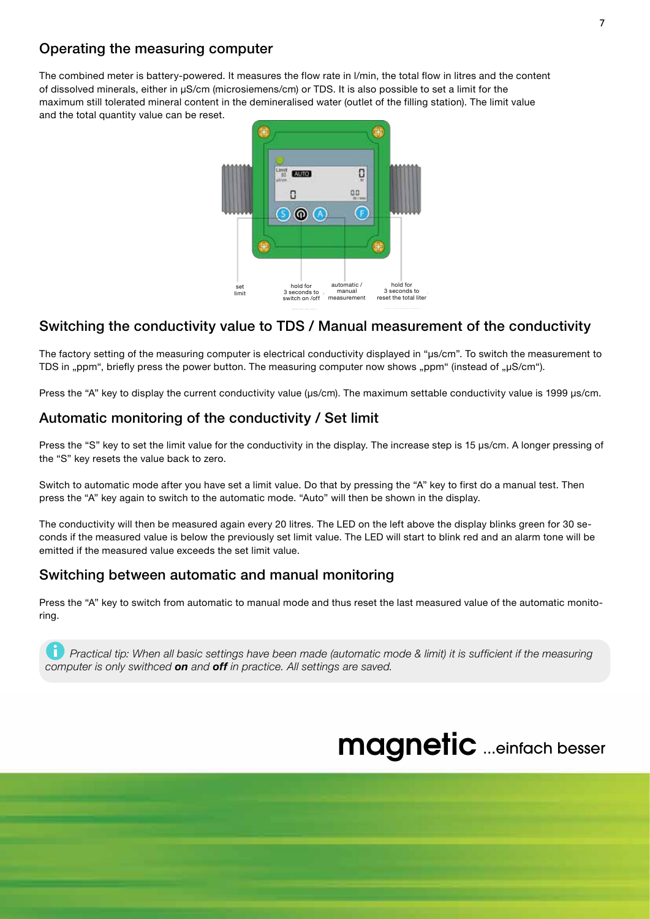## Operating the measuring computer

The combined meter is battery-powered. It measures the flow rate in l/min, the total flow in litres and the content of dissolved minerals, either in µS/cm (microsiemens/cm) or TDS. It is also possible to set a limit for the maximum still tolerated mineral content in the demineralised water (outlet of the filling station). The limit value and the total quantity value can be reset.

set limit

hold for 3 seconds to switch on /off

automatic / manual measurement

hold for 3 seconds to reset the total liter

## Switching the conductivity value to TDS / Manual measurement of the conductivity

The factory setting of the measuring computer is electrical conductivity displayed in "µs/cm". To switch the measurement to TDS in „ppm", briefly press the power button. The measuring computer now shows „ppm" (instead of „µS/cm").

Press the "A" key to display the current conductivity value (µs/cm). The maximum settable conductivity value is 1999 µs/cm.

## Automatic monitoring of the conductivity / Set limit

Press the "S" key to set the limit value for the conductivity in the display. The increase step is 15 µs/cm. A longer pressing of the "S" key resets the value back to zero.

Switch to automatic mode after you have set a limit value. Do that by pressing the "A" key to first do a manual test. Then press the "A" key again to switch to the automatic mode. "Auto" will then be shown in the display.

The conductivity will then be measured again every 20 litres. The LED on the left above the display blinks green for 30 seconds if the measured value is below the previously set limit value. The LED will start to blink red and an alarm tone will be emitted if the measured value exceeds the set limit value.

## Switching between automatic and manual monitoring

Press the "A" key to switch from automatic to manual mode and thus reset the last measured value of the automatic monitoring.

*Practical tip: When all basic settings have been made (automatic mode & limit) it is sufficient if the measuring computer is only swithced* ***on*** *and* ***off*** *in practice. All settings are saved.*

magnetic ...einfach besser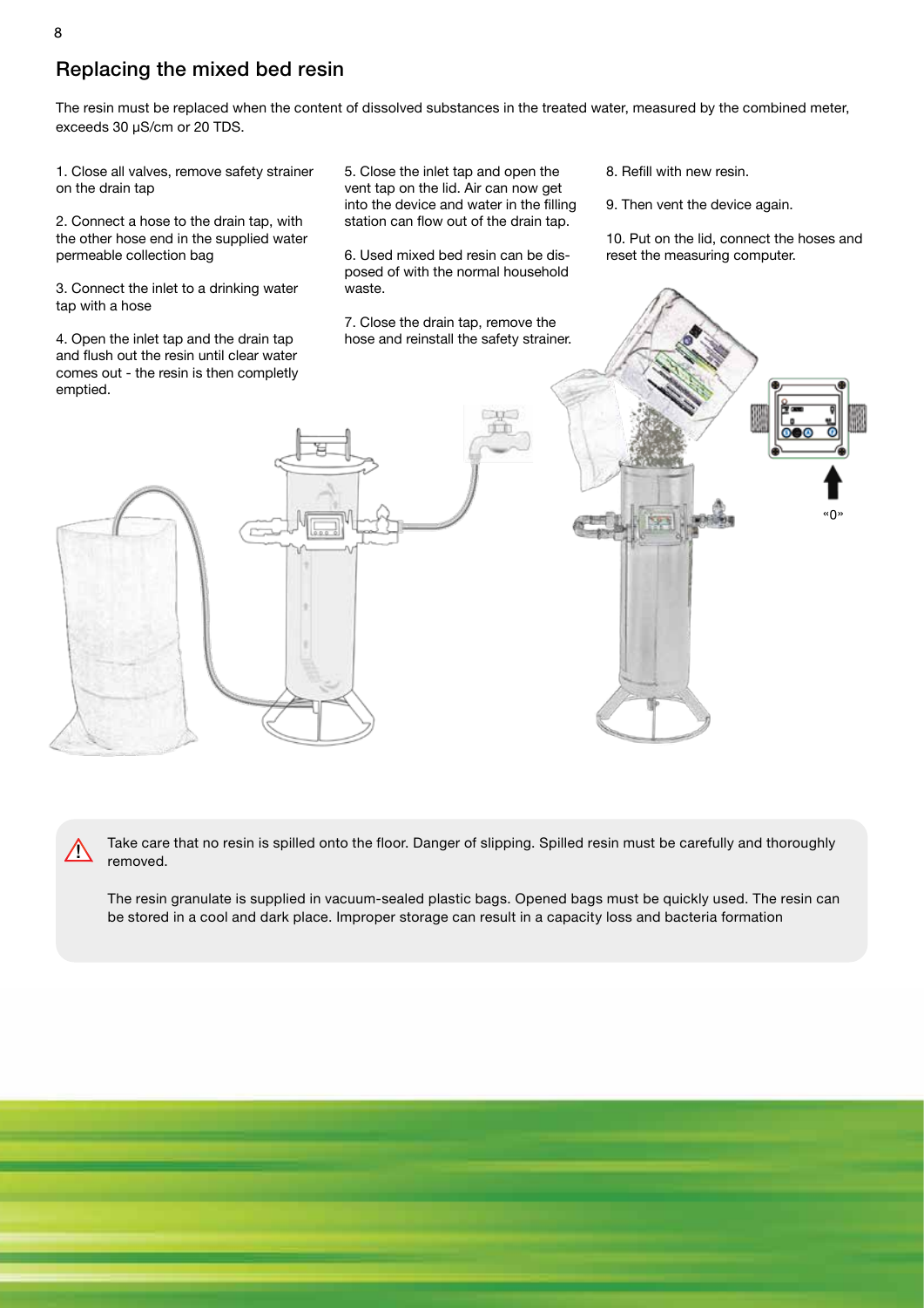## Replacing the mixed bed resin

The resin must be replaced when the content of dissolved substances in the treated water, measured by the combined meter, exceeds 30 µS/cm or 20 TDS.

1. Close all valves, remove safety strainer on the drain tap

2. Connect a hose to the drain tap, with the other hose end in the supplied water permeable collection bag

3. Connect the inlet to a drinking water tap with a hose

4. Open the inlet tap and the drain tap and flush out the resin until clear water comes out - the resin is then completly emptied.

5. Close the inlet tap and open the vent tap on the lid. Air can now get into the device and water in the filling station can flow out of the drain tap.

6. Used mixed bed resin can be disposed of with the normal household waste.

7. Close the drain tap, remove the hose and reinstall the safety strainer.

8. Refill with new resin.

9. Then vent the device again.

10. Put on the lid, connect the hoses and reset the measuring computer.

«0»

⚠ Take care that no resin is spilled onto the floor. Danger of slipping. Spilled resin must be carefully and thoroughly removed.

The resin granulate is supplied in vacuum-sealed plastic bags. Opened bags must be quickly used. The resin can be stored in a cool and dark place. Improper storage can result in a capacity loss and bacteria formation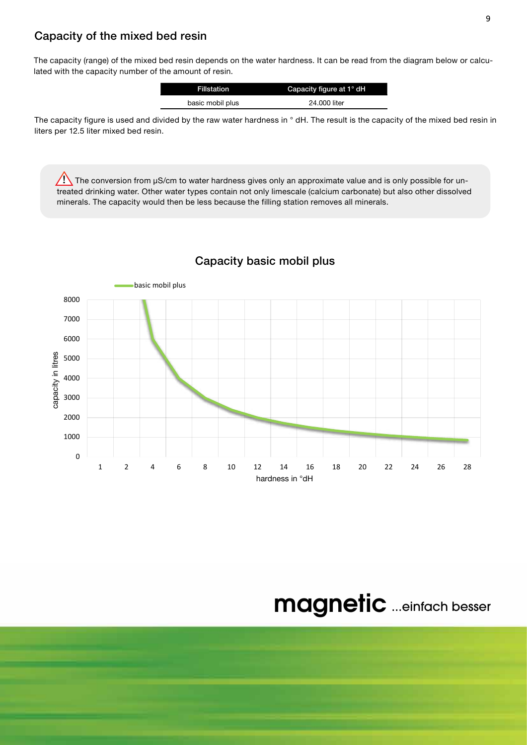## Capacity of the mixed bed resin

The capacity (range) of the mixed bed resin depends on the water hardness. It can be read from the diagram below or calculated with the capacity number of the amount of resin.

| Fillstation | Capacity figure at 1° dH |
|---|---|
| basic mobil plus | 24.000 liter |

The capacity figure is used and divided by the raw water hardness in ° dH. The result is the capacity of the mixed bed resin in liters per 12.5 liter mixed bed resin.

> ⚠ The conversion from µS/cm to water hardness gives only an approximate value and is only possible for untreated drinking water. Other water types contain not only limescale (calcium carbonate) but also other dissolved minerals. The capacity would then be less because the filling station removes all minerals.

### Capacity basic mobil plus

basic mobil plus

capacity in litres: 0, 1000, 2000, 3000, 4000, 5000, 6000, 7000, 8000

hardness in °dH: 1, 2, 4, 6, 8, 10, 12, 14, 16, 18, 20, 22, 24, 26, 28

magnetic ...einfach besser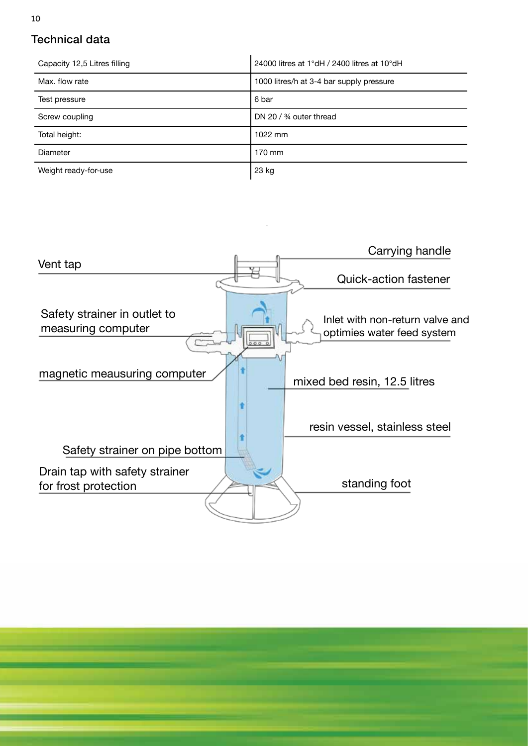## Technical data

| | |
|---|---|
| Capacity 12,5 Litres filling | 24000 litres at 1°dH / 2400 litres at 10°dH |
| Max. flow rate | 1000 litres/h at 3-4 bar supply pressure |
| Test pressure | 6 bar |
| Screw coupling | DN 20 / ¾ outer thread |
| Total height: | 1022 mm |
| Diameter | 170 mm |
| Weight ready-for-use | 23 kg |

Carrying handle

Vent tap

Quick-action fastener

Safety strainer in outlet to measuring computer

Inlet with non-return valve and optimies water feed system

magnetic meausuring computer

mixed bed resin, 12.5 litres

resin vessel, stainless steel

Safety strainer on pipe bottom

Drain tap with safety strainer for frost protection

standing foot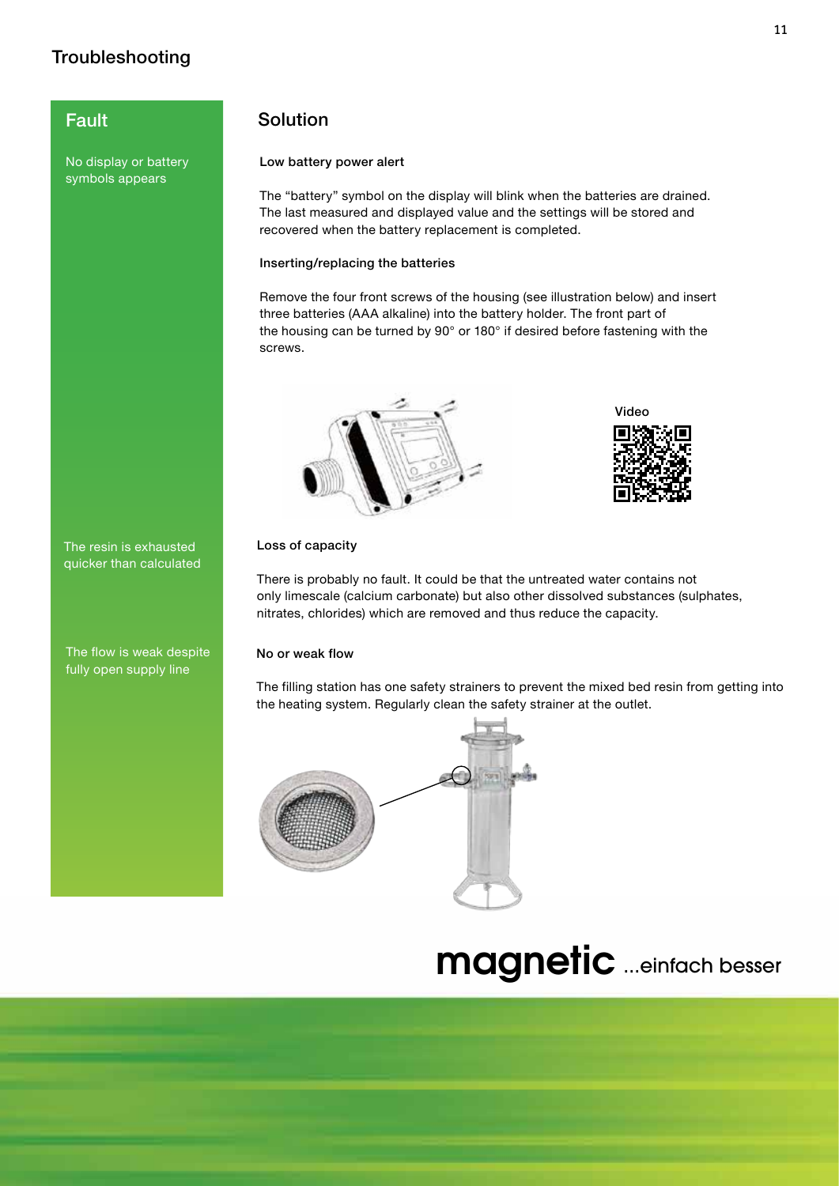## Troubleshooting

| Fault | Solution |
| --- | --- |
| No display or battery symbols appears | **Low battery power alert**<br><br>The "battery" symbol on the display will blink when the batteries are drained. The last measured and displayed value and the settings will be stored and recovered when the battery replacement is completed.<br><br>**Inserting/replacing the batteries**<br><br>Remove the four front screws of the housing (see illustration below) and insert three batteries (AAA alkaline) into the battery holder. The front part of the housing can be turned by 90° or 180° if desired before fastening with the screws.<br><br>Video |
| The resin is exhausted quicker than calculated | **Loss of capacity**<br><br>There is probably no fault. It could be that the untreated water contains not only limescale (calcium carbonate) but also other dissolved substances (sulphates, nitrates, chlorides) which are removed and thus reduce the capacity. |
| The flow is weak despite fully open supply line | **No or weak flow**<br><br>The filling station has one safety strainers to prevent the mixed bed resin from getting into the heating system. Regularly clean the safety strainer at the outlet. |

**magnetic** ...einfach besser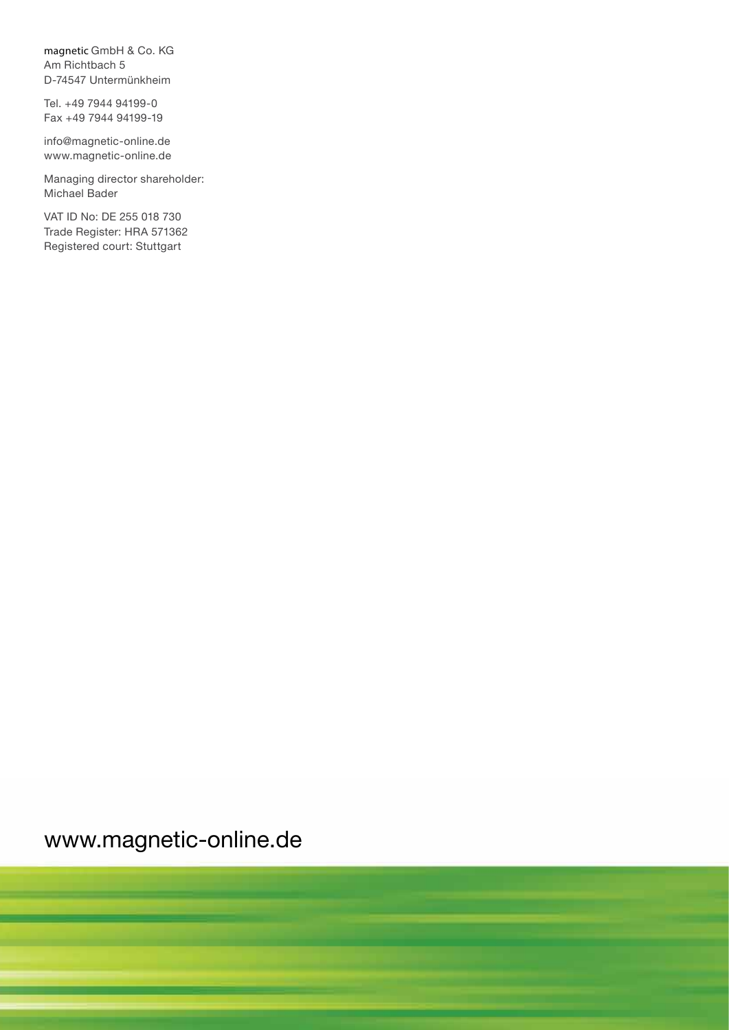magnetic GmbH & Co. KG
Am Richtbach 5
D-74547 Untermünkheim

Tel. +49 7944 94199-0
Fax +49 7944 94199-19

info@magnetic-online.de
www.magnetic-online.de

Managing director shareholder:
Michael Bader

VAT ID No: DE 255 018 730
Trade Register: HRA 571362
Registered court: Stuttgart

www.magnetic-online.de